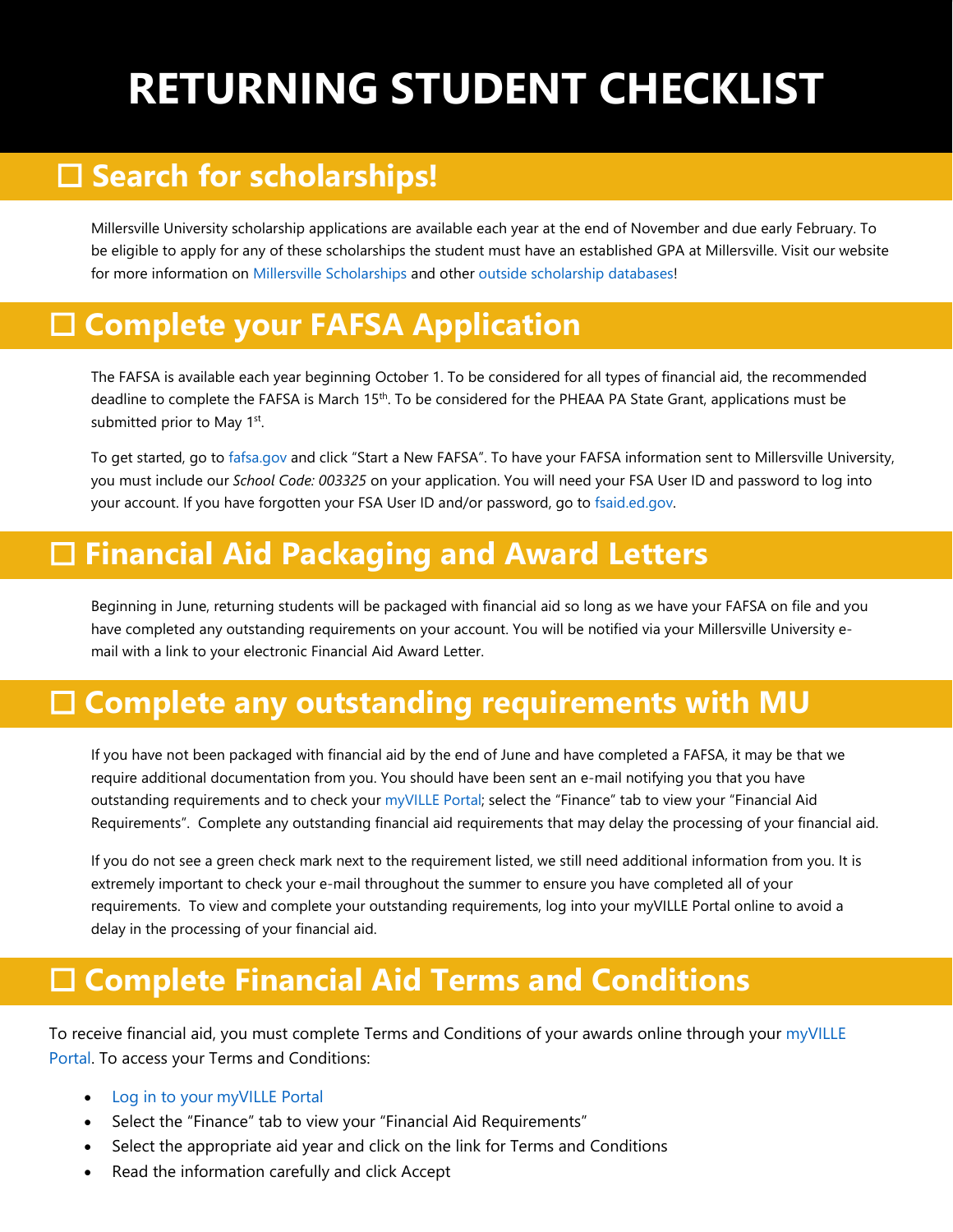# RETURNING STUDENT CHECKLIST

## ☐ Search for scholarships!

Millersville University scholarship applications are available each year at the end of November and due early February. To be eligible to apply for any of these scholarships the student must have an established GPA at Millersville. Visit our website for more information on Millersville Scholarships and other outside scholarship databases!

## ☐ Complete your FAFSA Application

The FAFSA is available each year beginning October 1. To be considered for all types of financial aid, the recommended deadline to complete the FAFSA is March 15th. To be considered for the PHEAA PA State Grant, applications must be submitted prior to May 1st.

To get started, go to fafsa.gov and click "Start a New FAFSA". To have your FAFSA information sent to Millersville University, you must include our *School Code: 003325* on your application. You will need your FSA User ID and password to log into your account. If you have forgotten your FSA User ID and/or password, go to fsaid.ed.gov.

## ☐ Financial Aid Packaging and Award Letters

Beginning in June, returning students will be packaged with financial aid so long as we have your FAFSA on file and you have completed any outstanding requirements on your account. You will be notified via your Millersville University e-mail with a link to your electronic Financial Aid Award Letter.

## ☐ Complete any outstanding requirements with MU

If you have not been packaged with financial aid by the end of June and have completed a FAFSA, it may be that we require additional documentation from you. You should have been sent an e-mail notifying you that you have outstanding requirements and to check your myVILLE Portal; select the "Finance" tab to view your "Financial Aid Requirements". Complete any outstanding financial aid requirements that may delay the processing of your financial aid.

If you do not see a green check mark next to the requirement listed, we still need additional information from you. It is extremely important to check your e-mail throughout the summer to ensure you have completed all of your requirements. To view and complete your outstanding requirements, log into your myVILLE Portal online to avoid a delay in the processing of your financial aid.

## ☐ Complete Financial Aid Terms and Conditions

To receive financial aid, you must complete Terms and Conditions of your awards online through your myVILLE Portal. To access your Terms and Conditions:

- Log in to your myVILLE Portal
- Select the "Finance" tab to view your "Financial Aid Requirements"
- Select the appropriate aid year and click on the link for Terms and Conditions
- Read the information carefully and click Accept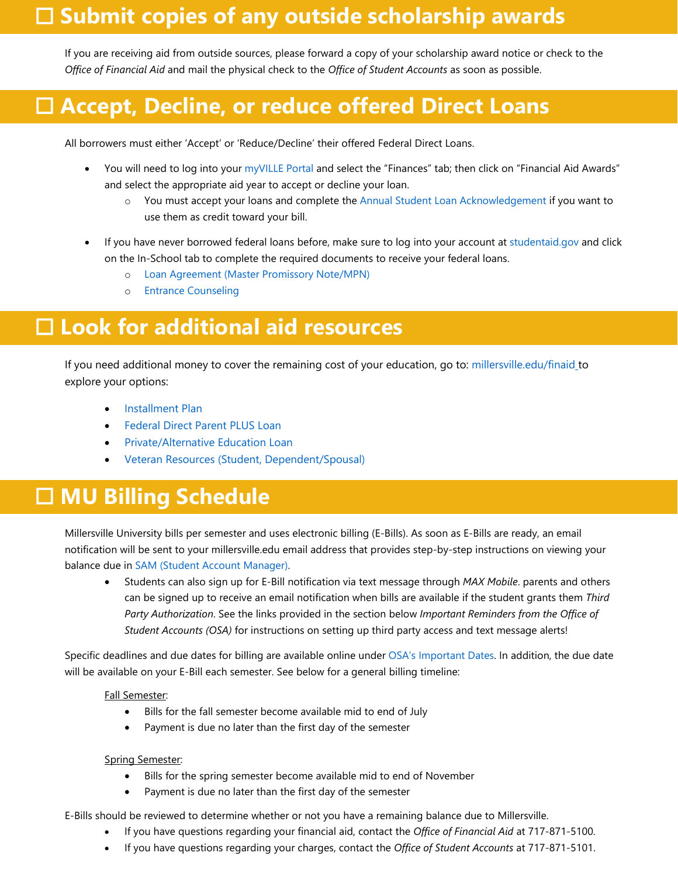## ☐ Submit copies of any outside scholarship awards

If you are receiving aid from outside sources, please forward a copy of your scholarship award notice or check to the *Office of Financial Aid* and mail the physical check to the *Office of Student Accounts* as soon as possible.

## ☐ Accept, Decline, or reduce offered Direct Loans

All borrowers must either 'Accept' or 'Reduce/Decline' their offered Federal Direct Loans.

- You will need to log into your myVILLE Portal and select the "Finances" tab; then click on "Financial Aid Awards" and select the appropriate aid year to accept or decline your loan.
  - You must accept your loans and complete the Annual Student Loan Acknowledgement if you want to use them as credit toward your bill.
- If you have never borrowed federal loans before, make sure to log into your account at studentaid.gov and click on the In-School tab to complete the required documents to receive your federal loans.
  - Loan Agreement (Master Promissory Note/MPN)
  - Entrance Counseling

## ☐ Look for additional aid resources

If you need additional money to cover the remaining cost of your education, go to: millersville.edu/finaid to explore your options:

- Installment Plan
- Federal Direct Parent PLUS Loan
- Private/Alternative Education Loan
- Veteran Resources (Student, Dependent/Spousal)

## ☐ MU Billing Schedule

Millersville University bills per semester and uses electronic billing (E-Bills). As soon as E-Bills are ready, an email notification will be sent to your millersville.edu email address that provides step-by-step instructions on viewing your balance due in SAM (Student Account Manager).

- Students can also sign up for E-Bill notification via text message through *MAX Mobile*. parents and others can be signed up to receive an email notification when bills are available if the student grants them *Third Party Authorization*. See the links provided in the section below *Important Reminders from the Office of Student Accounts (OSA)* for instructions on setting up third party access and text message alerts!

Specific deadlines and due dates for billing are available online under OSA's Important Dates. In addition, the due date will be available on your E-Bill each semester. See below for a general billing timeline:

Fall Semester:

- Bills for the fall semester become available mid to end of July
- Payment is due no later than the first day of the semester

Spring Semester:

- Bills for the spring semester become available mid to end of November
- Payment is due no later than the first day of the semester

E-Bills should be reviewed to determine whether or not you have a remaining balance due to Millersville.

- If you have questions regarding your financial aid, contact the *Office of Financial Aid* at 717-871-5100.
- If you have questions regarding your charges, contact the *Office of Student Accounts* at 717-871-5101.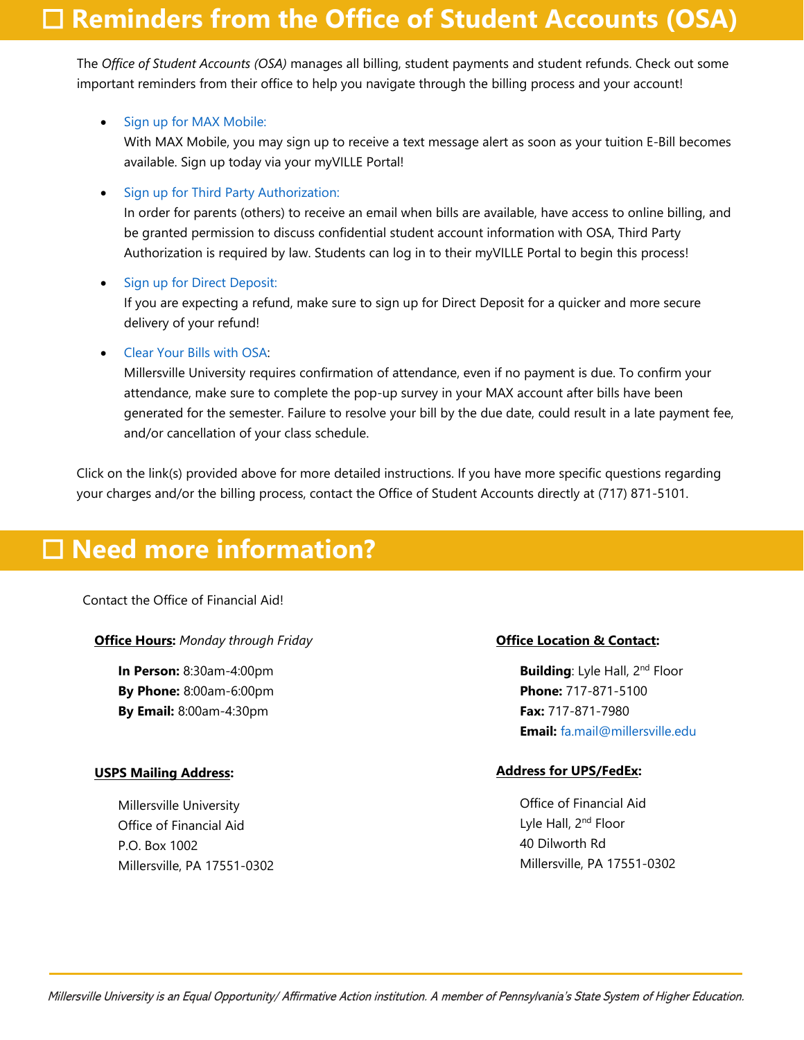## ☐ Reminders from the Office of Student Accounts (OSA)

The *Office of Student Accounts (OSA)* manages all billing, student payments and student refunds. Check out some important reminders from their office to help you navigate through the billing process and your account!

- Sign up for MAX Mobile:
  With MAX Mobile, you may sign up to receive a text message alert as soon as your tuition E-Bill becomes available. Sign up today via your myVILLE Portal!

- Sign up for Third Party Authorization:
  In order for parents (others) to receive an email when bills are available, have access to online billing, and be granted permission to discuss confidential student account information with OSA, Third Party Authorization is required by law. Students can log in to their myVILLE Portal to begin this process!

- Sign up for Direct Deposit:
  If you are expecting a refund, make sure to sign up for Direct Deposit for a quicker and more secure delivery of your refund!

- Clear Your Bills with OSA:
  Millersville University requires confirmation of attendance, even if no payment is due. To confirm your attendance, make sure to complete the pop-up survey in your MAX account after bills have been generated for the semester. Failure to resolve your bill by the due date, could result in a late payment fee, and/or cancellation of your class schedule.

Click on the link(s) provided above for more detailed instructions. If you have more specific questions regarding your charges and/or the billing process, contact the Office of Student Accounts directly at (717) 871-5101.

## ☐ Need more information?

Contact the Office of Financial Aid!

**Office Hours:** *Monday through Friday*

**In Person:** 8:30am-4:00pm
**By Phone:** 8:00am-6:00pm
**By Email:** 8:00am-4:30pm

**USPS Mailing Address:**

Millersville University
Office of Financial Aid
P.O. Box 1002
Millersville, PA 17551-0302

**Office Location & Contact:**

**Building**: Lyle Hall, 2nd Floor
**Phone:** 717-871-5100
**Fax:** 717-871-7980
**Email:** fa.mail@millersville.edu

**Address for UPS/FedEx:**

Office of Financial Aid
Lyle Hall, 2nd Floor
40 Dilworth Rd
Millersville, PA 17551-0302

*Millersville University is an Equal Opportunity/ Affirmative Action institution. A member of Pennsylvania's State System of Higher Education.*